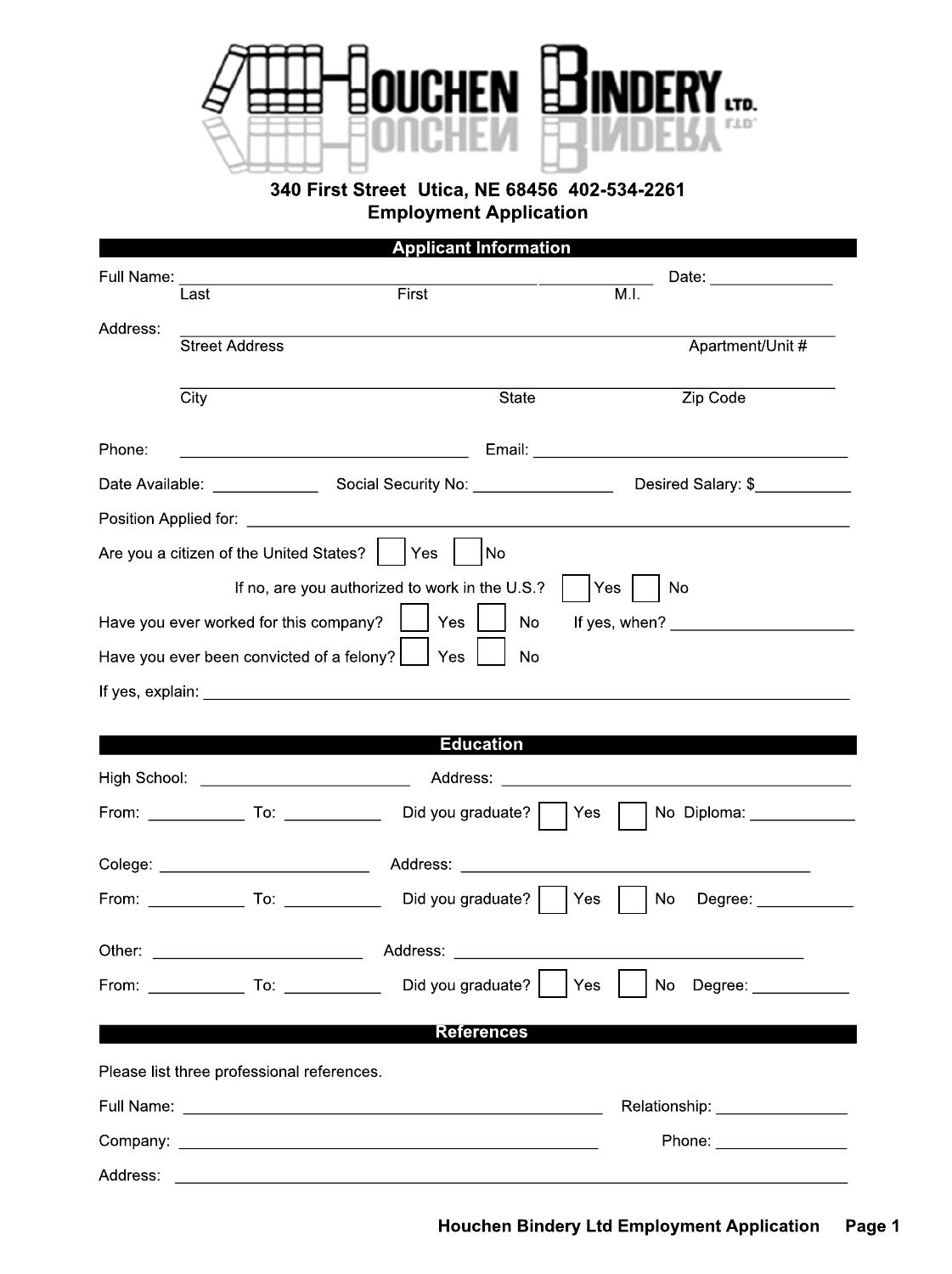# HOUCHEN BINDERY LTD.

340 First Street Utica, NE 68456 402-534-2261

## Employment Application

### Applicant Information

Full Name: ______________________________ ____________ Date: ____________

Last First M.I.

Address: ______________________________________________

Street Address Apartment/Unit #

______________________________________________

City State Zip Code

Phone: ______________________ Email: ______________________

Date Available: __________ Social Security No: ____________ Desired Salary: $__________

Position Applied for: ______________________________________________

Are you a citizen of the United States? ☐ Yes ☐ No

If no, are you authorized to work in the U.S.? ☐ Yes ☐ No

Have you ever worked for this company? ☐ Yes ☐ No If yes, when? ________________

Have you ever been convicted of a felony? ☐ Yes ☐ No

If yes, explain: ______________________________________________

### Education

High School: ____________________ Address: ______________________________

From: __________ To: __________ Did you graduate? ☐ Yes ☐ No Diploma: __________

Colege: ____________________ Address: ______________________________

From: __________ To: __________ Did you graduate? ☐ Yes ☐ No Degree: __________

Other: ____________________ Address: ______________________________

From: __________ To: __________ Did you graduate? ☐ Yes ☐ No Degree: __________

### References

Please list three professional references.

Full Name: ______________________________ Relationship: ____________

Company: ______________________________ Phone: ____________

Address: ______________________________________________

Houchen Bindery Ltd Employment Application Page 1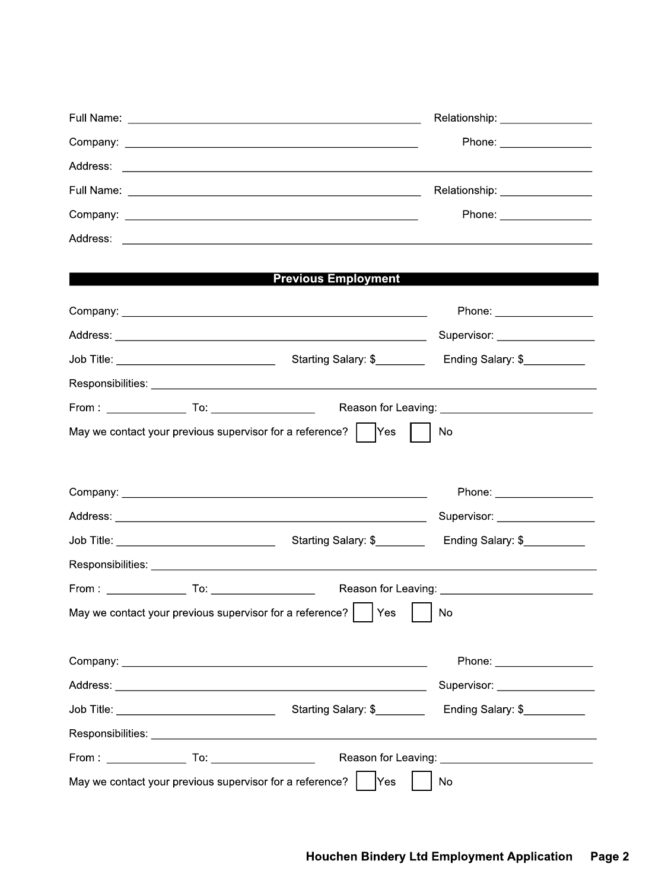Full Name: ______________________________________________ Relationship: ______________

Company: ______________________________________________ Phone: ______________

Address: ___________________________________________________________________________

Full Name: ______________________________________________ Relationship: ______________

Company: ______________________________________________ Phone: ______________

Address: ___________________________________________________________________________

## Previous Employment

Company: ______________________________________________ Phone: _______________

Address: ______________________________________________ Supervisor: _______________

Job Title: _________________________ Starting Salary: $________ Ending Salary: $__________

Responsibilities: ____________________________________________________________________

From : ____________ To: ________________ Reason for Leaving: ________________________

May we contact your previous supervisor for a reference? ☐ Yes ☐ No

Company: ______________________________________________ Phone: _______________

Address: ______________________________________________ Supervisor: _______________

Job Title: _________________________ Starting Salary: $________ Ending Salary: $__________

Responsibilities: ____________________________________________________________________

From : ____________ To: ________________ Reason for Leaving: ________________________

May we contact your previous supervisor for a reference? ☐ Yes ☐ No

Company: ______________________________________________ Phone: _______________

Address: ______________________________________________ Supervisor: _______________

Job Title: _________________________ Starting Salary: $________ Ending Salary: $__________

Responsibilities: ____________________________________________________________________

From : ____________ To: ________________ Reason for Leaving: ________________________

May we contact your previous supervisor for a reference? ☐ Yes ☐ No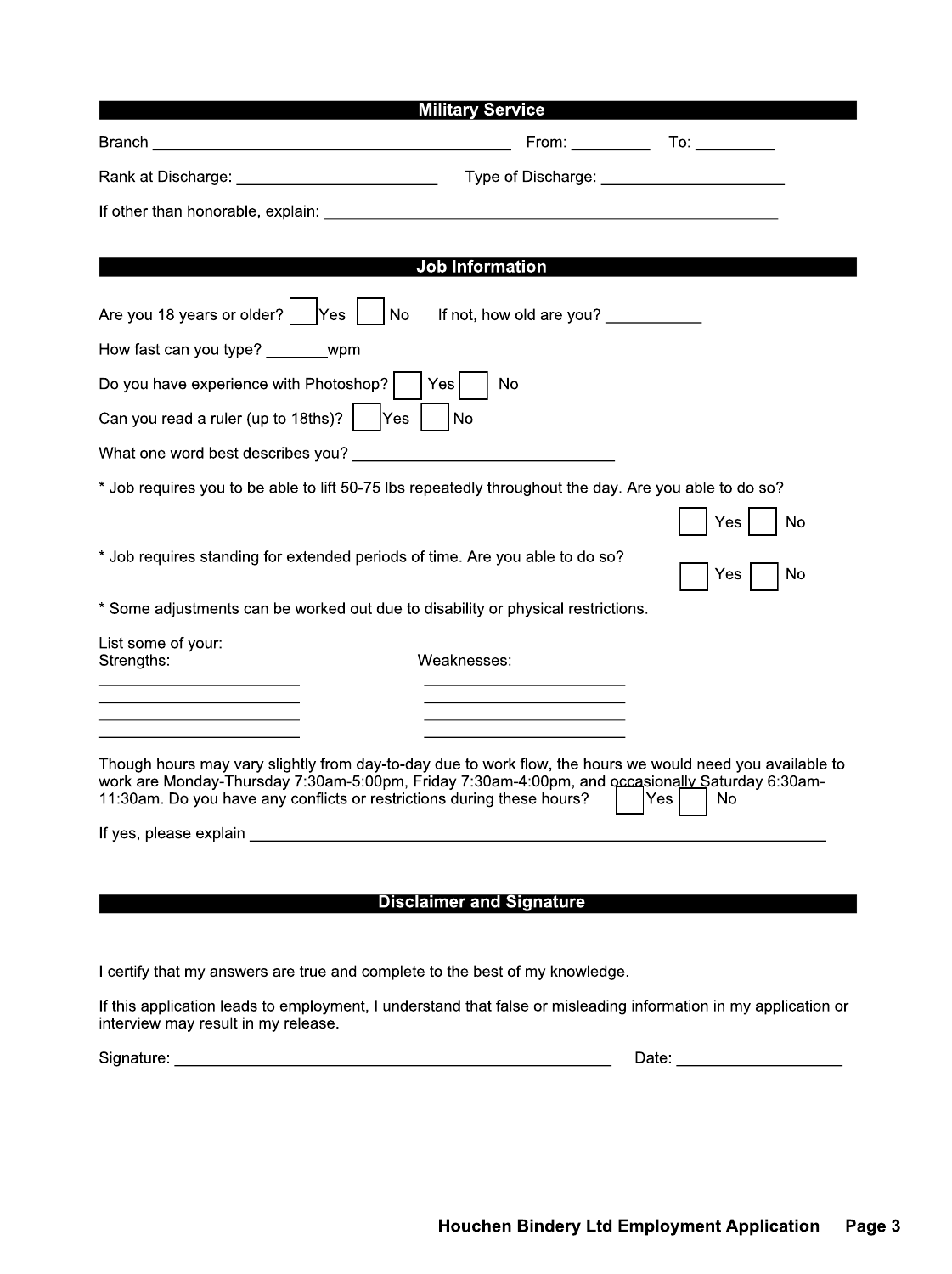## Military Service

Branch ________________________________________ From: _________ To: _________

Rank at Discharge: ______________________ Type of Discharge: ____________________

If other than honorable, explain: ____________________________________________________

## Job Information

Are you 18 years or older? ☐ Yes ☐ No If not, how old are you? ___________

How fast can you type? _______wpm

Do you have experience with Photoshop? ☐ Yes ☐ No

Can you read a ruler (up to 18ths)? ☐ Yes ☐ No

What one word best describes you? ____________________________

* Job requires you to be able to lift 50-75 lbs repeatedly throughout the day. Are you able to do so?

☐ Yes ☐ No

* Job requires standing for extended periods of time. Are you able to do so?

☐ Yes ☐ No

* Some adjustments can be worked out due to disability or physical restrictions.

List some of your:

| Strengths: | Weaknesses: |
|---|---|
| ______________________ | ______________________ |
| ______________________ | ______________________ |
| ______________________ | ______________________ |
| ______________________ | ______________________ |

Though hours may vary slightly from day-to-day due to work flow, the hours we would need you available to work are Monday-Thursday 7:30am-5:00pm, Friday 7:30am-4:00pm, and occasionally Saturday 6:30am-11:30am. Do you have any conflicts or restrictions during these hours? ☐ Yes ☐ No

If yes, please explain ______________________________________________________________

## Disclaimer and Signature

I certify that my answers are true and complete to the best of my knowledge.

If this application leads to employment, I understand that false or misleading information in my application or interview may result in my release.

Signature: ________________________________________________ Date: __________________